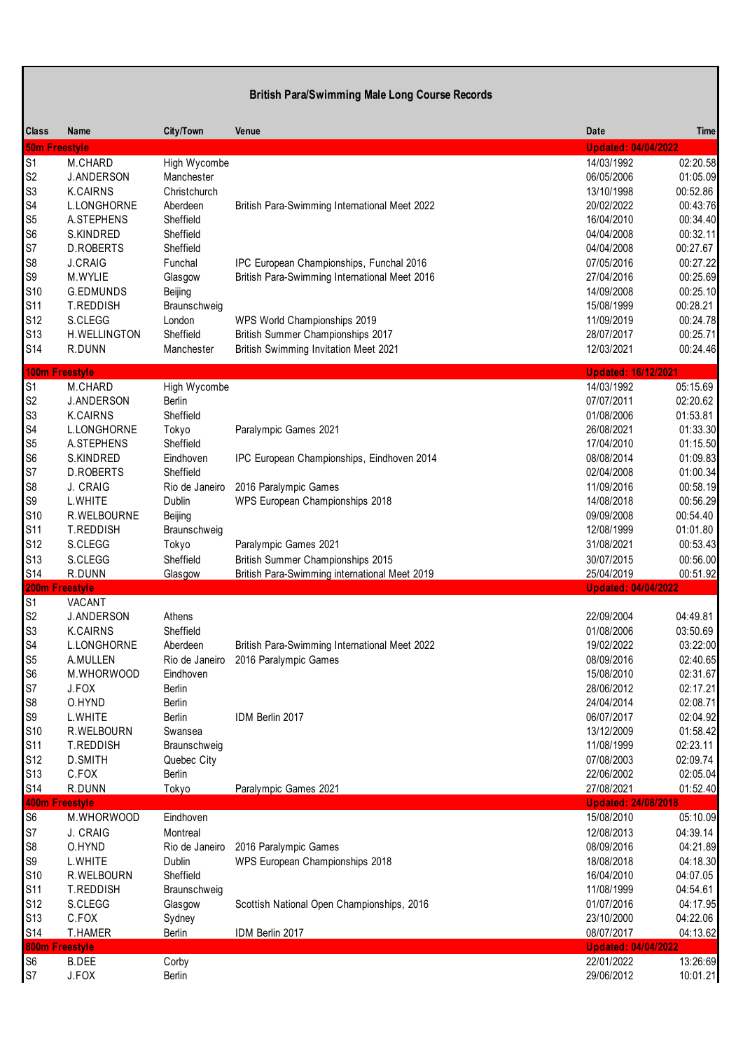# British Para/Swimming Male Long Course Records

| Class | Name | City/Town | Venue | Date | Time |
|---|---|---|---|---|---|
| **50m Freestyle** | | | | **Updated: 04/04/2022** | |
| S1 | M.CHARD | High Wycombe | | 14/03/1992 | 02:20.58 |
| S2 | J.ANDERSON | Manchester | | 06/05/2006 | 01:05.09 |
| S3 | K.CAIRNS | Christchurch | | 13/10/1998 | 00:52.86 |
| S4 | L.LONGHORNE | Aberdeen | British Para-Swimming International Meet 2022 | 20/02/2022 | 00:43:76 |
| S5 | A.STEPHENS | Sheffield | | 16/04/2010 | 00:34.40 |
| S6 | S.KINDRED | Sheffield | | 04/04/2008 | 00:32.11 |
| S7 | D.ROBERTS | Sheffield | | 04/04/2008 | 00:27.67 |
| S8 | J.CRAIG | Funchal | IPC European Championships, Funchal 2016 | 07/05/2016 | 00:27.22 |
| S9 | M.WYLIE | Glasgow | British Para-Swimming International Meet 2016 | 27/04/2016 | 00:25.69 |
| S10 | G.EDMUNDS | Beijing | | 14/09/2008 | 00:25.10 |
| S11 | T.REDDISH | Braunschweig | | 15/08/1999 | 00:28.21 |
| S12 | S.CLEGG | London | WPS World Championships 2019 | 11/09/2019 | 00:24.78 |
| S13 | H.WELLINGTON | Sheffield | British Summer Championships 2017 | 28/07/2017 | 00:25.71 |
| S14 | R.DUNN | Manchester | British Swimming Invitation Meet 2021 | 12/03/2021 | 00:24.46 |
| **100m Freestyle** | | | | **Updated: 16/12/2021** | |
| S1 | M.CHARD | High Wycombe | | 14/03/1992 | 05:15.69 |
| S2 | J.ANDERSON | Berlin | | 07/07/2011 | 02:20.62 |
| S3 | K.CAIRNS | Sheffield | | 01/08/2006 | 01:53.81 |
| S4 | L.LONGHORNE | Tokyo | Paralympic Games 2021 | 26/08/2021 | 01:33.30 |
| S5 | A.STEPHENS | Sheffield | | 17/04/2010 | 01:15.50 |
| S6 | S.KINDRED | Eindhoven | IPC European Championships, Eindhoven 2014 | 08/08/2014 | 01:09.83 |
| S7 | D.ROBERTS | Sheffield | | 02/04/2008 | 01:00.34 |
| S8 | J. CRAIG | Rio de Janeiro | 2016 Paralympic Games | 11/09/2016 | 00:58.19 |
| S9 | L.WHITE | Dublin | WPS European Championships 2018 | 14/08/2018 | 00:56.29 |
| S10 | R.WELBOURNE | Beijing | | 09/09/2008 | 00:54.40 |
| S11 | T.REDDISH | Braunschweig | | 12/08/1999 | 01:01.80 |
| S12 | S.CLEGG | Tokyo | Paralympic Games 2021 | 31/08/2021 | 00:53.43 |
| S13 | S.CLEGG | Sheffield | British Summer Championships 2015 | 30/07/2015 | 00:56.00 |
| S14 | R.DUNN | Glasgow | British Para-Swimming international Meet 2019 | 25/04/2019 | 00:51.92 |
| **200m Freestyle** | | | | **Updated: 04/04/2022** | |
| S1 | VACANT | | | | |
| S2 | J.ANDERSON | Athens | | 22/09/2004 | 04:49.81 |
| S3 | K.CAIRNS | Sheffield | | 01/08/2006 | 03:50.69 |
| S4 | L.LONGHORNE | Aberdeen | British Para-Swimming International Meet 2022 | 19/02/2022 | 03:22:00 |
| S5 | A.MULLEN | Rio de Janeiro | 2016 Paralympic Games | 08/09/2016 | 02:40.65 |
| S6 | M.WHORWOOD | Eindhoven | | 15/08/2010 | 02:31.67 |
| S7 | J.FOX | Berlin | | 28/06/2012 | 02:17.21 |
| S8 | O.HYND | Berlin | | 24/04/2014 | 02:08.71 |
| S9 | L.WHITE | Berlin | IDM Berlin 2017 | 06/07/2017 | 02:04.92 |
| S10 | R.WELBOURN | Swansea | | 13/12/2009 | 01:58.42 |
| S11 | T.REDDISH | Braunschweig | | 11/08/1999 | 02:23.11 |
| S12 | D.SMITH | Quebec City | | 07/08/2003 | 02:09.74 |
| S13 | C.FOX | Berlin | | 22/06/2002 | 02:05.04 |
| S14 | R.DUNN | Tokyo | Paralympic Games 2021 | 27/08/2021 | 01:52.40 |
| **400m Freestyle** | | | | **Updated: 24/08/2018** | |
| S6 | M.WHORWOOD | Eindhoven | | 15/08/2010 | 05:10.09 |
| S7 | J. CRAIG | Montreal | | 12/08/2013 | 04:39.14 |
| S8 | O.HYND | Rio de Janeiro | 2016 Paralympic Games | 08/09/2016 | 04:21.89 |
| S9 | L.WHITE | Dublin | WPS European Championships 2018 | 18/08/2018 | 04:18.30 |
| S10 | R.WELBOURN | Sheffield | | 16/04/2010 | 04:07.05 |
| S11 | T.REDDISH | Braunschweig | | 11/08/1999 | 04:54.61 |
| S12 | S.CLEGG | Glasgow | Scottish National Open Championships, 2016 | 01/07/2016 | 04:17.95 |
| S13 | C.FOX | Sydney | | 23/10/2000 | 04:22.06 |
| S14 | T.HAMER | Berlin | IDM Berlin 2017 | 08/07/2017 | 04:13.62 |
| **800m Freestyle** | | | | **Updated: 04/04/2022** | |
| S6 | B.DEE | Corby | | 22/01/2022 | 13:26:69 |
| S7 | J.FOX | Berlin | | 29/06/2012 | 10:01.21 |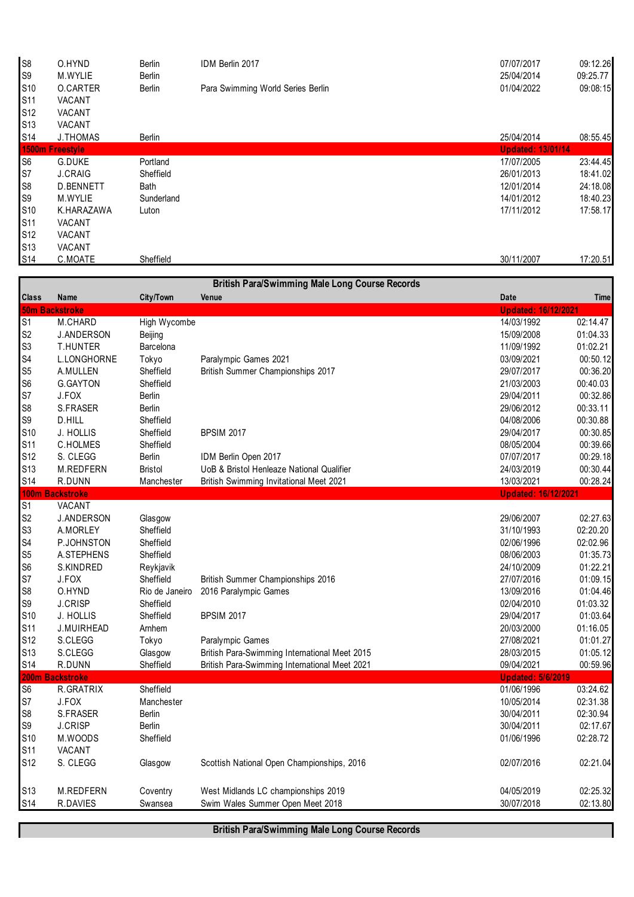| Class | Name | City/Town | Venue | Date | Time |
|---|---|---|---|---|---|
| S8 | O.HYND | Berlin | IDM Berlin 2017 | 07/07/2017 | 09:12.26 |
| S9 | M.WYLIE | Berlin | | 25/04/2014 | 09:25.77 |
| S10 | O.CARTER | Berlin | Para Swimming World Series Berlin | 01/04/2022 | 09:08:15 |
| S11 | VACANT | | | | |
| S12 | VACANT | | | | |
| S13 | VACANT | | | | |
| S14 | J.THOMAS | Berlin | | 25/04/2014 | 08:55.45 |
| **1500m Freestyle** | | | | **Updated: 13/01/14** | |
| S6 | G.DUKE | Portland | | 17/07/2005 | 23:44.45 |
| S7 | J.CRAIG | Sheffield | | 26/01/2013 | 18:41.02 |
| S8 | D.BENNETT | Bath | | 12/01/2014 | 24:18.08 |
| S9 | M.WYLIE | Sunderland | | 14/01/2012 | 18:40.23 |
| S10 | K.HARAZAWA | Luton | | 17/11/2012 | 17:58.17 |
| S11 | VACANT | | | | |
| S12 | VACANT | | | | |
| S13 | VACANT | | | | |
| S14 | C.MOATE | Sheffield | | 30/11/2007 | 17:20.51 |

## British Para/Swimming Male Long Course Records

| Class | Name | City/Town | Venue | Date | Time |
|---|---|---|---|---|---|
| **50m Backstroke** | | | | **Updated: 16/12/2021** | |
| S1 | M.CHARD | High Wycombe | | 14/03/1992 | 02:14.47 |
| S2 | J.ANDERSON | Beijing | | 15/09/2008 | 01:04.33 |
| S3 | T.HUNTER | Barcelona | | 11/09/1992 | 01:02.21 |
| S4 | L.LONGHORNE | Tokyo | Paralympic Games 2021 | 03/09/2021 | 00:50.12 |
| S5 | A.MULLEN | Sheffield | British Summer Championships 2017 | 29/07/2017 | 00:36.20 |
| S6 | G.GAYTON | Sheffield | | 21/03/2003 | 00:40.03 |
| S7 | J.FOX | Berlin | | 29/04/2011 | 00:32.86 |
| S8 | S.FRASER | Berlin | | 29/06/2012 | 00:33.11 |
| S9 | D.HILL | Sheffield | | 04/08/2006 | 00:30.88 |
| S10 | J. HOLLIS | Sheffield | BPSIM 2017 | 29/04/2017 | 00:30.85 |
| S11 | C.HOLMES | Sheffield | | 08/05/2004 | 00:39.66 |
| S12 | S. CLEGG | Berlin | IDM Berlin Open 2017 | 07/07/2017 | 00:29.18 |
| S13 | M.REDFERN | Bristol | UoB & Bristol Henleaze National Qualifier | 24/03/2019 | 00:30.44 |
| S14 | R.DUNN | Manchester | British Swimming Invitational Meet 2021 | 13/03/2021 | 00:28.24 |
| **100m Backstroke** | | | | **Updated: 16/12/2021** | |
| S1 | VACANT | | | | |
| S2 | J.ANDERSON | Glasgow | | 29/06/2007 | 02:27.63 |
| S3 | A.MORLEY | Sheffield | | 31/10/1993 | 02:20.20 |
| S4 | P.JOHNSTON | Sheffield | | 02/06/1996 | 02:02.96 |
| S5 | A.STEPHENS | Sheffield | | 08/06/2003 | 01:35.73 |
| S6 | S.KINDRED | Reykjavik | | 24/10/2009 | 01:22.21 |
| S7 | J.FOX | Sheffield | British Summer Championships 2016 | 27/07/2016 | 01:09.15 |
| S8 | O.HYND | Rio de Janeiro | 2016 Paralympic Games | 13/09/2016 | 01:04.46 |
| S9 | J.CRISP | Sheffield | | 02/04/2010 | 01:03.32 |
| S10 | J. HOLLIS | Sheffield | BPSIM 2017 | 29/04/2017 | 01:03.64 |
| S11 | J.MUIRHEAD | Arnhem | | 20/03/2000 | 01:16.05 |
| S12 | S.CLEGG | Tokyo | Paralympic Games | 27/08/2021 | 01:01.27 |
| S13 | S.CLEGG | Glasgow | British Para-Swimming International Meet 2015 | 28/03/2015 | 01:05.12 |
| S14 | R.DUNN | Sheffield | British Para-Swimming International Meet 2021 | 09/04/2021 | 00:59.96 |
| **200m Backstroke** | | | | **Updated: 5/6/2019** | |
| S6 | R.GRATRIX | Sheffield | | 01/06/1996 | 03:24.62 |
| S7 | J.FOX | Manchester | | 10/05/2014 | 02:31.38 |
| S8 | S.FRASER | Berlin | | 30/04/2011 | 02:30.94 |
| S9 | J.CRISP | Berlin | | 30/04/2011 | 02:17.67 |
| S10 | M.WOODS | Sheffield | | 01/06/1996 | 02:28.72 |
| S11 | VACANT | | | | |
| S12 | S. CLEGG | Glasgow | Scottish National Open Championships, 2016 | 02/07/2016 | 02:21.04 |
| S13 | M.REDFERN | Coventry | West Midlands LC championships 2019 | 04/05/2019 | 02:25.32 |
| S14 | R.DAVIES | Swansea | Swim Wales Summer Open Meet 2018 | 30/07/2018 | 02:13.80 |

## British Para/Swimming Male Long Course Records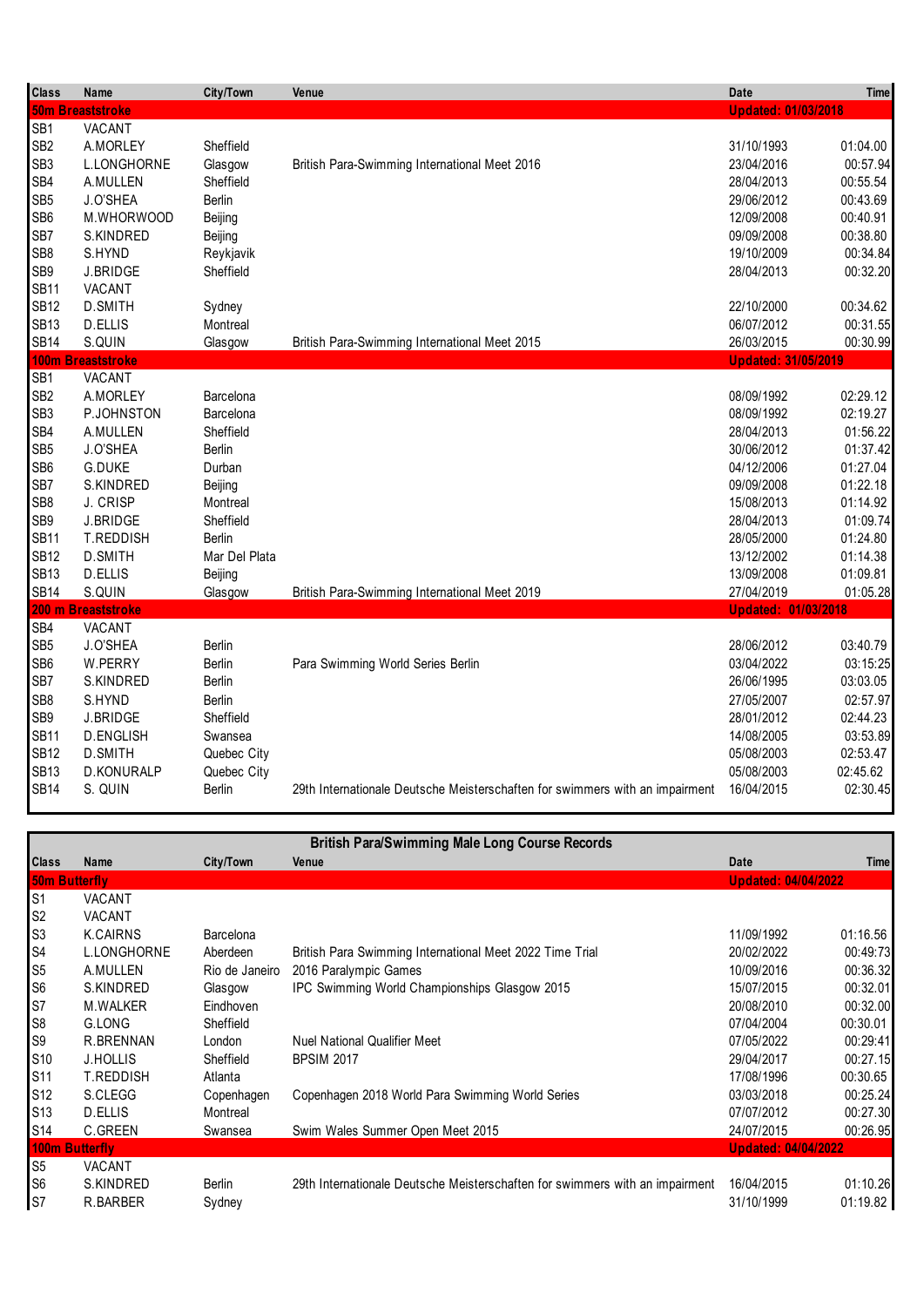| Class | Name | City/Town | Venue | Date | Time |
|---|---|---|---|---|---|
| **50m Breaststroke** | | | | **Updated: 01/03/2018** | |
| SB1 | VACANT | | | | |
| SB2 | A.MORLEY | Sheffield | | 31/10/1993 | 01:04.00 |
| SB3 | L.LONGHORNE | Glasgow | British Para-Swimming International Meet 2016 | 23/04/2016 | 00:57.94 |
| SB4 | A.MULLEN | Sheffield | | 28/04/2013 | 00:55.54 |
| SB5 | J.O'SHEA | Berlin | | 29/06/2012 | 00:43.69 |
| SB6 | M.WHORWOOD | Beijing | | 12/09/2008 | 00:40.91 |
| SB7 | S.KINDRED | Beijing | | 09/09/2008 | 00:38.80 |
| SB8 | S.HYND | Reykjavik | | 19/10/2009 | 00:34.84 |
| SB9 | J.BRIDGE | Sheffield | | 28/04/2013 | 00:32.20 |
| SB11 | VACANT | | | | |
| SB12 | D.SMITH | Sydney | | 22/10/2000 | 00:34.62 |
| SB13 | D.ELLIS | Montreal | | 06/07/2012 | 00:31.55 |
| SB14 | S.QUIN | Glasgow | British Para-Swimming International Meet 2015 | 26/03/2015 | 00:30.99 |
| **100m Breaststroke** | | | | **Updated: 31/05/2019** | |
| SB1 | VACANT | | | | |
| SB2 | A.MORLEY | Barcelona | | 08/09/1992 | 02:29.12 |
| SB3 | P.JOHNSTON | Barcelona | | 08/09/1992 | 02:19.27 |
| SB4 | A.MULLEN | Sheffield | | 28/04/2013 | 01:56.22 |
| SB5 | J.O'SHEA | Berlin | | 30/06/2012 | 01:37.42 |
| SB6 | G.DUKE | Durban | | 04/12/2006 | 01:27.04 |
| SB7 | S.KINDRED | Beijing | | 09/09/2008 | 01:22.18 |
| SB8 | J. CRISP | Montreal | | 15/08/2013 | 01:14.92 |
| SB9 | J.BRIDGE | Sheffield | | 28/04/2013 | 01:09.74 |
| SB11 | T.REDDISH | Berlin | | 28/05/2000 | 01:24.80 |
| SB12 | D.SMITH | Mar Del Plata | | 13/12/2002 | 01:14.38 |
| SB13 | D.ELLIS | Beijing | | 13/09/2008 | 01:09.81 |
| SB14 | S.QUIN | Glasgow | British Para-Swimming International Meet 2019 | 27/04/2019 | 01:05.28 |
| **200 m Breaststroke** | | | | **Updated: 01/03/2018** | |
| SB4 | VACANT | | | | |
| SB5 | J.O'SHEA | Berlin | | 28/06/2012 | 03:40.79 |
| SB6 | W.PERRY | Berlin | Para Swimming World Series Berlin | 03/04/2022 | 03:15:25 |
| SB7 | S.KINDRED | Berlin | | 26/06/1995 | 03:03.05 |
| SB8 | S.HYND | Berlin | | 27/05/2007 | 02:57.97 |
| SB9 | J.BRIDGE | Sheffield | | 28/01/2012 | 02:44.23 |
| SB11 | D.ENGLISH | Swansea | | 14/08/2005 | 03:53.89 |
| SB12 | D.SMITH | Quebec City | | 05/08/2003 | 02:53.47 |
| SB13 | D.KONURALP | Quebec City | | 05/08/2003 | 02:45.62 |
| SB14 | S. QUIN | Berlin | 29th Internationale Deutsche Meisterschaften for swimmers with an impairment | 16/04/2015 | 02:30.45 |

## British Para/Swimming Male Long Course Records

| Class | Name | City/Town | Venue | Date | Time |
|---|---|---|---|---|---|
| **50m Butterfly** | | | | **Updated: 04/04/2022** | |
| S1 | VACANT | | | | |
| S2 | VACANT | | | | |
| S3 | K.CAIRNS | Barcelona | | 11/09/1992 | 01:16.56 |
| S4 | L.LONGHORNE | Aberdeen | British Para Swimming International Meet 2022 Time Trial | 20/02/2022 | 00:49:73 |
| S5 | A.MULLEN | Rio de Janeiro | 2016 Paralympic Games | 10/09/2016 | 00:36.32 |
| S6 | S.KINDRED | Glasgow | IPC Swimming World Championships Glasgow 2015 | 15/07/2015 | 00:32.01 |
| S7 | M.WALKER | Eindhoven | | 20/08/2010 | 00:32.00 |
| S8 | G.LONG | Sheffield | | 07/04/2004 | 00:30.01 |
| S9 | R.BRENNAN | London | Nuel National Qualifier Meet | 07/05/2022 | 00:29:41 |
| S10 | J.HOLLIS | Sheffield | BPSIM 2017 | 29/04/2017 | 00:27.15 |
| S11 | T.REDDISH | Atlanta | | 17/08/1996 | 00:30.65 |
| S12 | S.CLEGG | Copenhagen | Copenhagen 2018 World Para Swimming World Series | 03/03/2018 | 00:25.24 |
| S13 | D.ELLIS | Montreal | | 07/07/2012 | 00:27.30 |
| S14 | C.GREEN | Swansea | Swim Wales Summer Open Meet 2015 | 24/07/2015 | 00:26.95 |
| **100m Butterfly** | | | | **Updated: 04/04/2022** | |
| S5 | VACANT | | | | |
| S6 | S.KINDRED | Berlin | 29th Internationale Deutsche Meisterschaften for swimmers with an impairment | 16/04/2015 | 01:10.26 |
| S7 | R.BARBER | Sydney | | 31/10/1999 | 01:19.82 |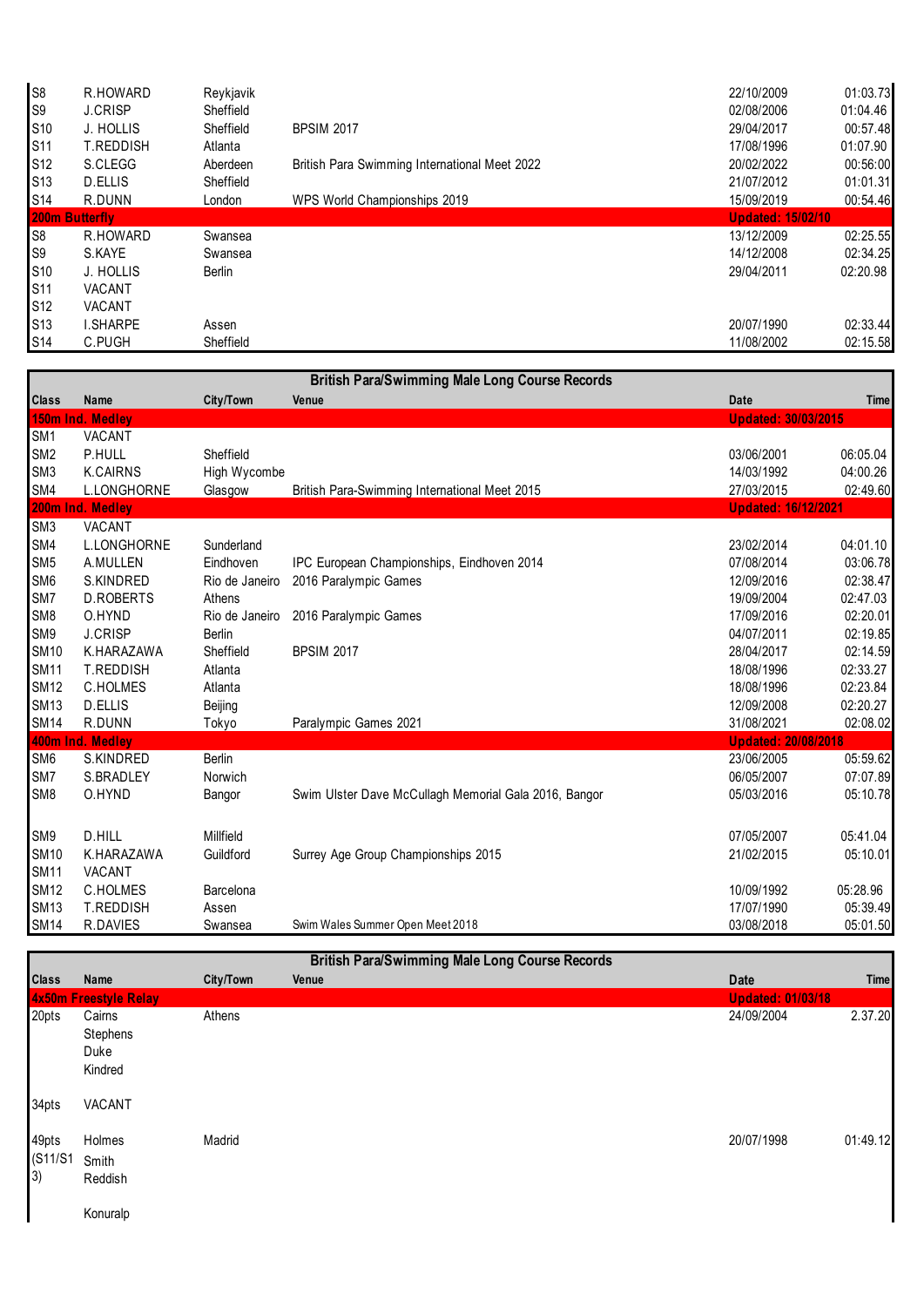| Class | Name | City/Town | Venue | Date | Time |
|---|---|---|---|---|---|
| S8 | R.HOWARD | Reykjavik | | 22/10/2009 | 01:03.73 |
| S9 | J.CRISP | Sheffield | | 02/08/2006 | 01:04.46 |
| S10 | J. HOLLIS | Sheffield | BPSIM 2017 | 29/04/2017 | 00:57.48 |
| S11 | T.REDDISH | Atlanta | | 17/08/1996 | 01:07.90 |
| S12 | S.CLEGG | Aberdeen | British Para Swimming International Meet 2022 | 20/02/2022 | 00:56:00 |
| S13 | D.ELLIS | Sheffield | | 21/07/2012 | 01:01.31 |
| S14 | R.DUNN | London | WPS World Championships 2019 | 15/09/2019 | 00:54.46 |
| **200m Butterfly** | | | | **Updated: 15/02/10** | |
| S8 | R.HOWARD | Swansea | | 13/12/2009 | 02:25.55 |
| S9 | S.KAYE | Swansea | | 14/12/2008 | 02:34.25 |
| S10 | J. HOLLIS | Berlin | | 29/04/2011 | 02:20.98 |
| S11 | VACANT | | | | |
| S12 | VACANT | | | | |
| S13 | I.SHARPE | Assen | | 20/07/1990 | 02:33.44 |
| S14 | C.PUGH | Sheffield | | 11/08/2002 | 02:15.58 |

## British Para/Swimming Male Long Course Records

| Class | Name | City/Town | Venue | Date | Time |
|---|---|---|---|---|---|
| **150m Ind. Medley** | | | | **Updated: 30/03/2015** | |
| SM1 | VACANT | | | | |
| SM2 | P.HULL | Sheffield | | 03/06/2001 | 06:05.04 |
| SM3 | K.CAIRNS | High Wycombe | | 14/03/1992 | 04:00.26 |
| SM4 | L.LONGHORNE | Glasgow | British Para-Swimming International Meet 2015 | 27/03/2015 | 02:49.60 |
| **200m Ind. Medley** | | | | **Updated: 16/12/2021** | |
| SM3 | VACANT | | | | |
| SM4 | L.LONGHORNE | Sunderland | | 23/02/2014 | 04:01.10 |
| SM5 | A.MULLEN | Eindhoven | IPC European Championships, Eindhoven 2014 | 07/08/2014 | 03:06.78 |
| SM6 | S.KINDRED | Rio de Janeiro | 2016 Paralympic Games | 12/09/2016 | 02:38.47 |
| SM7 | D.ROBERTS | Athens | | 19/09/2004 | 02:47.03 |
| SM8 | O.HYND | Rio de Janeiro | 2016 Paralympic Games | 17/09/2016 | 02:20.01 |
| SM9 | J.CRISP | Berlin | | 04/07/2011 | 02:19.85 |
| SM10 | K.HARAZAWA | Sheffield | BPSIM 2017 | 28/04/2017 | 02:14.59 |
| SM11 | T.REDDISH | Atlanta | | 18/08/1996 | 02:33.27 |
| SM12 | C.HOLMES | Atlanta | | 18/08/1996 | 02:23.84 |
| SM13 | D.ELLIS | Beijing | | 12/09/2008 | 02:20.27 |
| SM14 | R.DUNN | Tokyo | Paralympic Games 2021 | 31/08/2021 | 02:08.02 |
| **400m Ind. Medley** | | | | **Updated: 20/08/2018** | |
| SM6 | S.KINDRED | Berlin | | 23/06/2005 | 05:59.62 |
| SM7 | S.BRADLEY | Norwich | | 06/05/2007 | 07:07.89 |
| SM8 | O.HYND | Bangor | Swim Ulster Dave McCullagh Memorial Gala 2016, Bangor | 05/03/2016 | 05:10.78 |
| SM9 | D.HILL | Millfield | | 07/05/2007 | 05:41.04 |
| SM10 | K.HARAZAWA | Guildford | Surrey Age Group Championships 2015 | 21/02/2015 | 05:10.01 |
| SM11 | VACANT | | | | |
| SM12 | C.HOLMES | Barcelona | | 10/09/1992 | 05:28.96 |
| SM13 | T.REDDISH | Assen | | 17/07/1990 | 05:39.49 |
| SM14 | R.DAVIES | Swansea | Swim Wales Summer Open Meet 2018 | 03/08/2018 | 05:01.50 |

## British Para/Swimming Male Long Course Records

| Class | Name | City/Town | Venue | Date | Time |
|---|---|---|---|---|---|
| **4x50m Freestyle Relay** | | | | **Updated: 01/03/18** | |
| 20pts | Cairns<br>Stephens<br>Duke<br>Kindred | Athens | | 24/09/2004 | 2.37.20 |
| 34pts | VACANT | | | | |
| 49pts (S11/S13) | Holmes<br>Smith<br>Reddish<br>Konuralp | Madrid | | 20/07/1998 | 01:49.12 |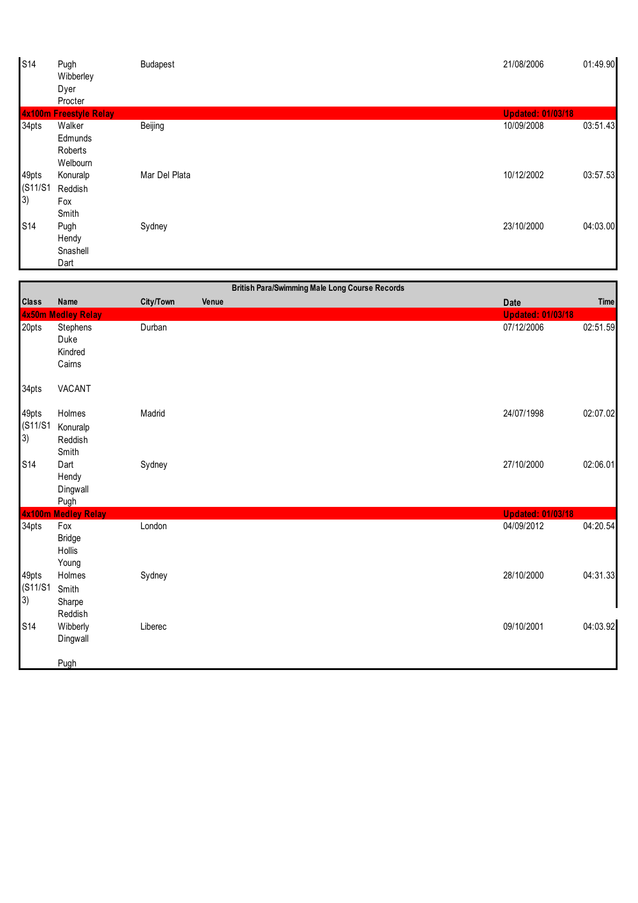| | | | | | |
|---|---|---|---|---|---|
| S14 | Pugh<br>Wibberley<br>Dyer<br>Procter | Budapest | | 21/08/2006 | 01:49.90 |
| **4x100m Freestyle Relay** | | | | **Updated: 01/03/18** | |
| 34pts | Walker<br>Edmunds<br>Roberts<br>Welbourn | Beijing | | 10/09/2008 | 03:51.43 |
| 49pts (S11/S13) | Konuralp<br>Reddish<br>Fox<br>Smith | Mar Del Plata | | 10/12/2002 | 03:57.53 |
| S14 | Pugh<br>Hendy<br>Snashell<br>Dart | Sydney | | 23/10/2000 | 04:03.00 |

**British Para/Swimming Male Long Course Records**

| Class | Name | City/Town | Venue | Date | Time |
|---|---|---|---|---|---|
| **4x50m Medley Relay** | | | | **Updated: 01/03/18** | |
| 20pts | Stephens<br>Duke<br>Kindred<br>Cairns | Durban | | 07/12/2006 | 02:51.59 |
| 34pts | VACANT | | | | |
| 49pts (S11/S13) | Holmes<br>Konuralp<br>Reddish<br>Smith | Madrid | | 24/07/1998 | 02:07.02 |
| S14 | Dart<br>Hendy<br>Dingwall<br>Pugh | Sydney | | 27/10/2000 | 02:06.01 |
| **4x100m Medley Relay** | | | | **Updated: 01/03/18** | |
| 34pts | Fox<br>Bridge<br>Hollis<br>Young | London | | 04/09/2012 | 04:20.54 |
| 49pts (S11/S13) | Holmes<br>Smith<br>Sharpe<br>Reddish | Sydney | | 28/10/2000 | 04:31.33 |
| S14 | Wibberly<br>Dingwall<br><br>Pugh | Liberec | | 09/10/2001 | 04:03.92 |